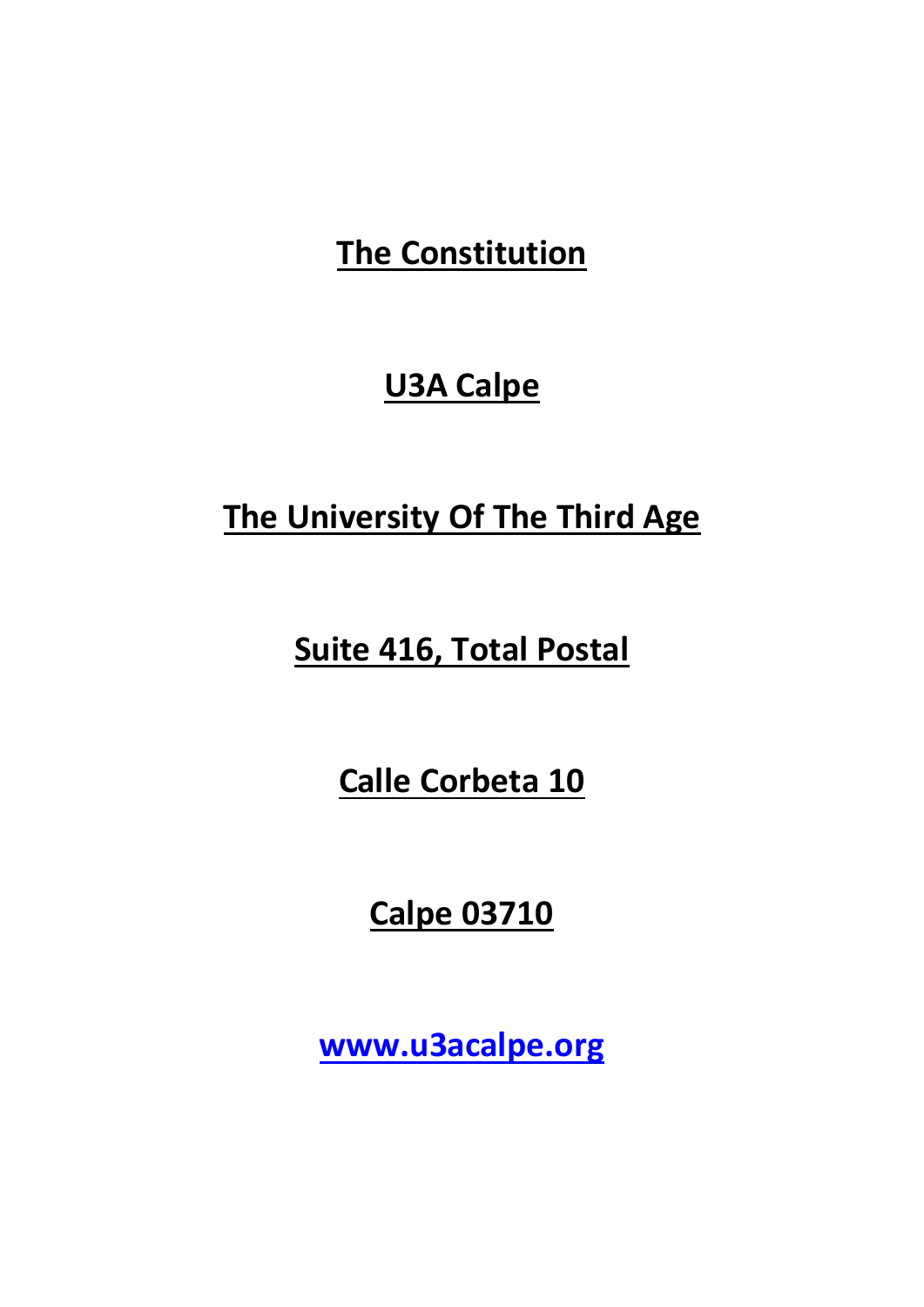# The Constitution

## U3A Calpe

## The University Of The Third Age

**Suite 416, Total Postal**

**Calle Corbeta 10**

**Calpe 03710**

**www.u3acalpe.org**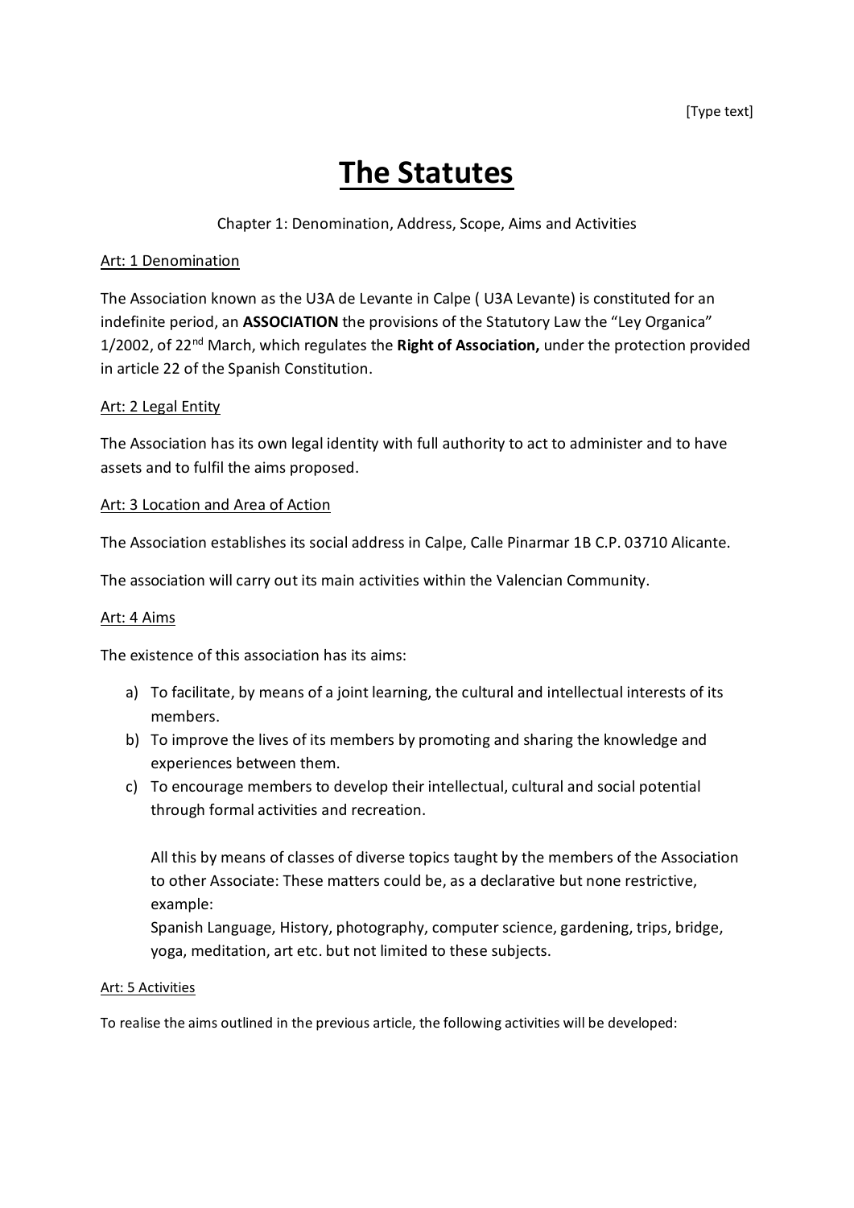# The Statutes

Chapter 1: Denomination, Address, Scope, Aims and Activities

Art: 1 Denomination

The Association known as the U3A de Levante in Calpe ( U3A Levante) is constituted for an indefinite period, an **ASSOCIATION** the provisions of the Statutory Law the "Ley Organica" 1/2002, of 22nd March, which regulates the **Right of Association,** under the protection provided in article 22 of the Spanish Constitution.

Art: 2 Legal Entity

The Association has its own legal identity with full authority to act to administer and to have assets and to fulfil the aims proposed.

Art: 3 Location and Area of Action

The Association establishes its social address in Calpe, Calle Pinarmar 1B C.P. 03710 Alicante.

The association will carry out its main activities within the Valencian Community.

Art: 4 Aims

The existence of this association has its aims:

a) To facilitate, by means of a joint learning, the cultural and intellectual interests of its members.
b) To improve the lives of its members by promoting and sharing the knowledge and experiences between them.
c) To encourage members to develop their intellectual, cultural and social potential through formal activities and recreation.

   All this by means of classes of diverse topics taught by the members of the Association to other Associate: These matters could be, as a declarative but none restrictive, example:
   Spanish Language, History, photography, computer science, gardening, trips, bridge, yoga, meditation, art etc. but not limited to these subjects.

Art: 5 Activities

To realise the aims outlined in the previous article, the following activities will be developed: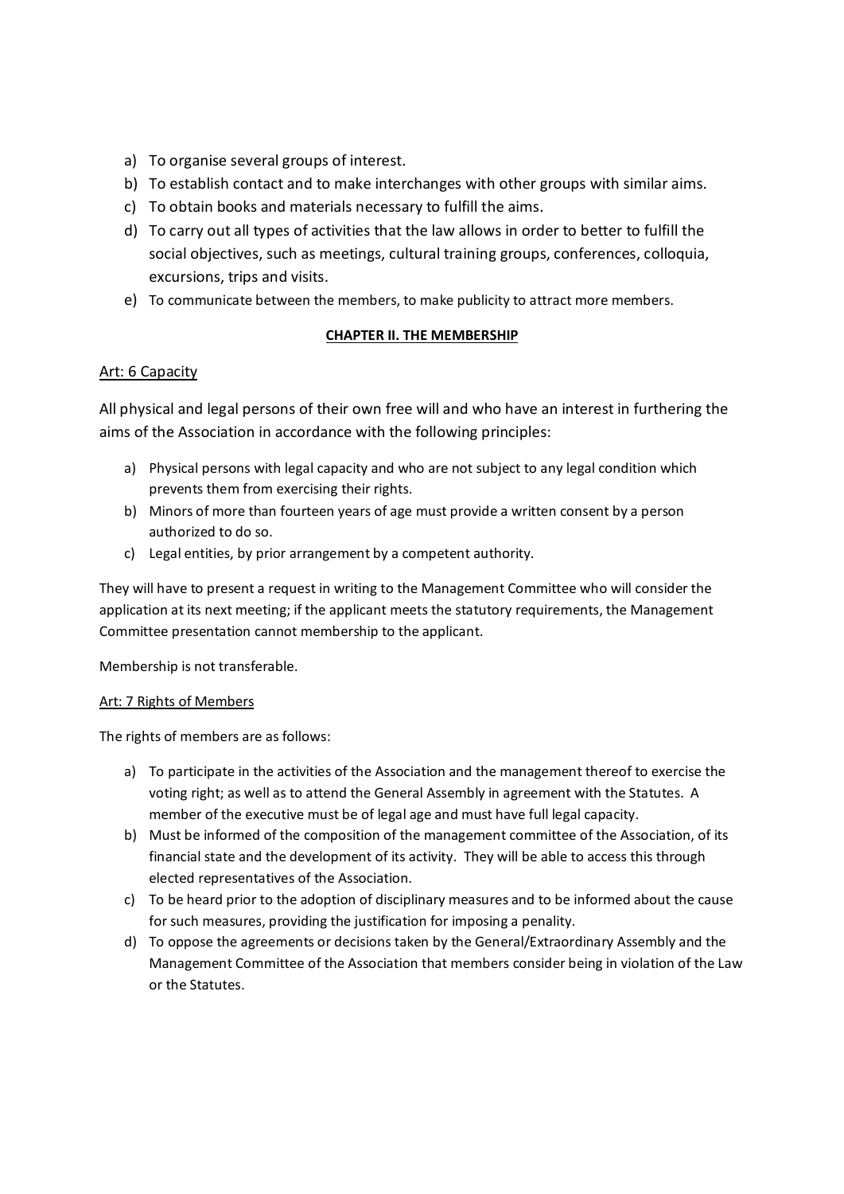a) To organise several groups of interest.
b) To establish contact and to make interchanges with other groups with similar aims.
c) To obtain books and materials necessary to fulfill the aims.
d) To carry out all types of activities that the law allows in order to better to fulfill the social objectives, such as meetings, cultural training groups, conferences, colloquia, excursions, trips and visits.
e) To communicate between the members, to make publicity to attract more members.

## CHAPTER II. THE MEMBERSHIP

### Art: 6 Capacity

All physical and legal persons of their own free will and who have an interest in furthering the aims of the Association in accordance with the following principles:

a) Physical persons with legal capacity and who are not subject to any legal condition which prevents them from exercising their rights.
b) Minors of more than fourteen years of age must provide a written consent by a person authorized to do so.
c) Legal entities, by prior arrangement by a competent authority.

They will have to present a request in writing to the Management Committee who will consider the application at its next meeting; if the applicant meets the statutory requirements, the Management Committee presentation cannot membership to the applicant.

Membership is not transferable.

### Art: 7 Rights of Members

The rights of members are as follows:

a) To participate in the activities of the Association and the management thereof to exercise the voting right; as well as to attend the General Assembly in agreement with the Statutes. A member of the executive must be of legal age and must have full legal capacity.
b) Must be informed of the composition of the management committee of the Association, of its financial state and the development of its activity. They will be able to access this through elected representatives of the Association.
c) To be heard prior to the adoption of disciplinary measures and to be informed about the cause for such measures, providing the justification for imposing a penality.
d) To oppose the agreements or decisions taken by the General/Extraordinary Assembly and the Management Committee of the Association that members consider being in violation of the Law or the Statutes.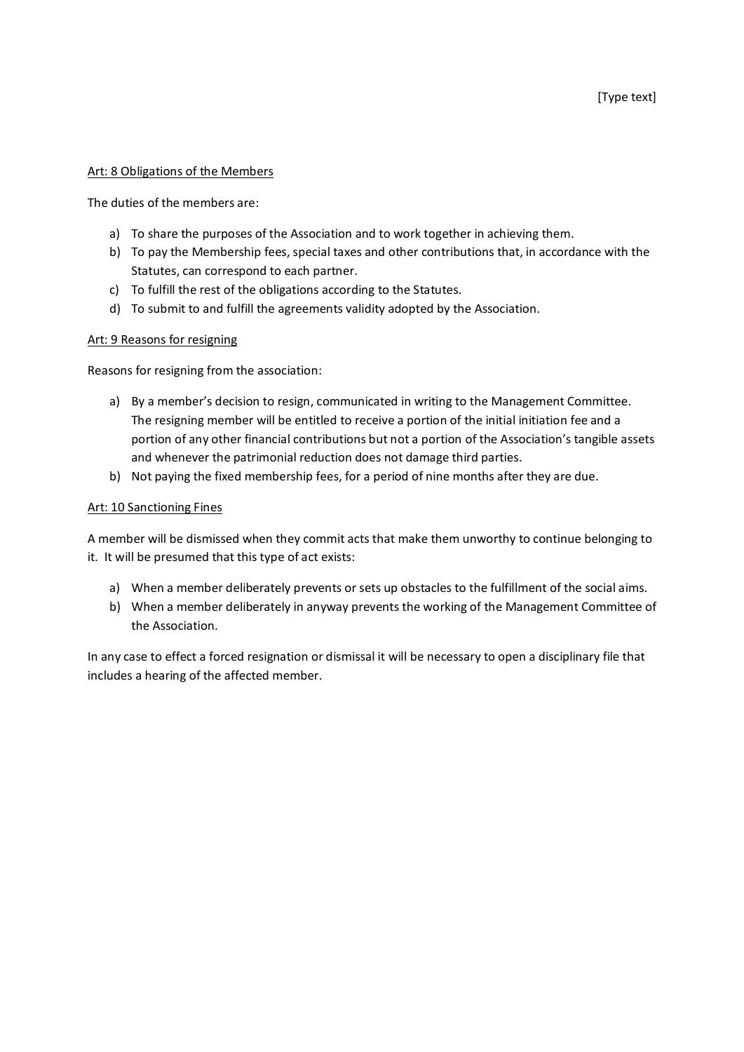## Art: 8 Obligations of the Members

The duties of the members are:

a) To share the purposes of the Association and to work together in achieving them.
b) To pay the Membership fees, special taxes and other contributions that, in accordance with the Statutes, can correspond to each partner.
c) To fulfill the rest of the obligations according to the Statutes.
d) To submit to and fulfill the agreements validity adopted by the Association.

## Art: 9 Reasons for resigning

Reasons for resigning from the association:

a) By a member's decision to resign, communicated in writing to the Management Committee. The resigning member will be entitled to receive a portion of the initial initiation fee and a portion of any other financial contributions but not a portion of the Association's tangible assets and whenever the patrimonial reduction does not damage third parties.
b) Not paying the fixed membership fees, for a period of nine months after they are due.

## Art: 10 Sanctioning Fines

A member will be dismissed when they commit acts that make them unworthy to continue belonging to it. It will be presumed that this type of act exists:

a) When a member deliberately prevents or sets up obstacles to the fulfillment of the social aims.
b) When a member deliberately in anyway prevents the working of the Management Committee of the Association.

In any case to effect a forced resignation or dismissal it will be necessary to open a disciplinary file that includes a hearing of the affected member.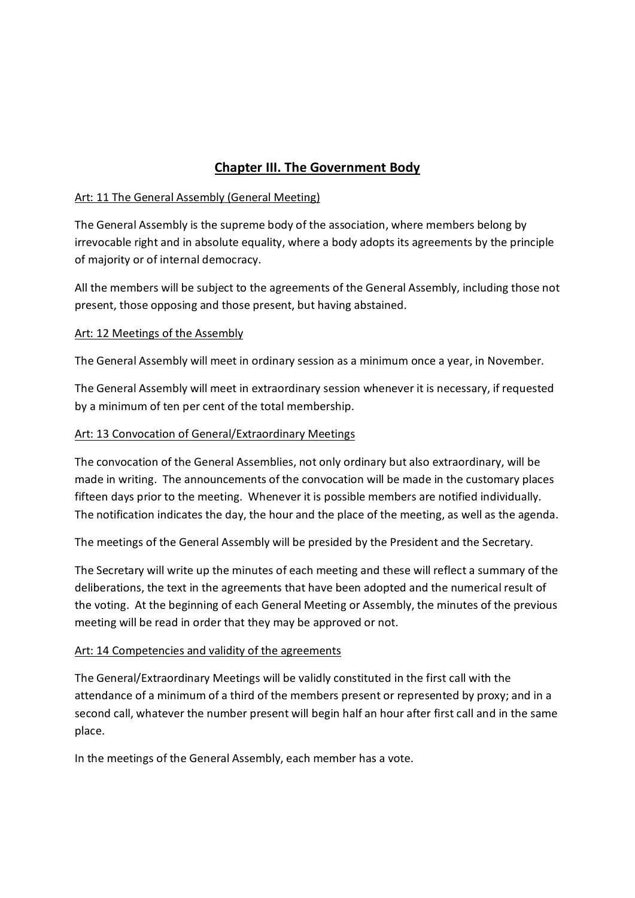## Chapter III. The Government Body

Art: 11 The General Assembly (General Meeting)

The General Assembly is the supreme body of the association, where members belong by irrevocable right and in absolute equality, where a body adopts its agreements by the principle of majority or of internal democracy.

All the members will be subject to the agreements of the General Assembly, including those not present, those opposing and those present, but having abstained.

Art: 12 Meetings of the Assembly

The General Assembly will meet in ordinary session as a minimum once a year, in November.

The General Assembly will meet in extraordinary session whenever it is necessary, if requested by a minimum of ten per cent of the total membership.

Art: 13 Convocation of General/Extraordinary Meetings

The convocation of the General Assemblies, not only ordinary but also extraordinary, will be made in writing. The announcements of the convocation will be made in the customary places fifteen days prior to the meeting. Whenever it is possible members are notified individually. The notification indicates the day, the hour and the place of the meeting, as well as the agenda.

The meetings of the General Assembly will be presided by the President and the Secretary.

The Secretary will write up the minutes of each meeting and these will reflect a summary of the deliberations, the text in the agreements that have been adopted and the numerical result of the voting. At the beginning of each General Meeting or Assembly, the minutes of the previous meeting will be read in order that they may be approved or not.

Art: 14 Competencies and validity of the agreements

The General/Extraordinary Meetings will be validly constituted in the first call with the attendance of a minimum of a third of the members present or represented by proxy; and in a second call, whatever the number present will begin half an hour after first call and in the same place.

In the meetings of the General Assembly, each member has a vote.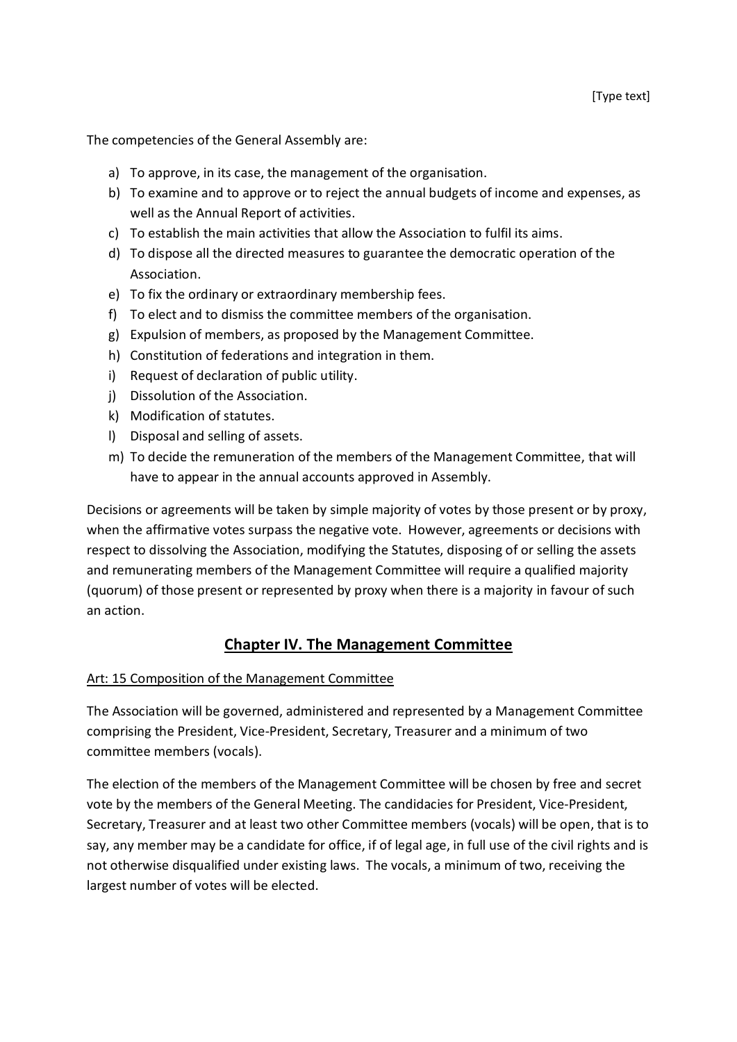The competencies of the General Assembly are:

a) To approve, in its case, the management of the organisation.
b) To examine and to approve or to reject the annual budgets of income and expenses, as well as the Annual Report of activities.
c) To establish the main activities that allow the Association to fulfil its aims.
d) To dispose all the directed measures to guarantee the democratic operation of the Association.
e) To fix the ordinary or extraordinary membership fees.
f) To elect and to dismiss the committee members of the organisation.
g) Expulsion of members, as proposed by the Management Committee.
h) Constitution of federations and integration in them.
i) Request of declaration of public utility.
j) Dissolution of the Association.
k) Modification of statutes.
l) Disposal and selling of assets.
m) To decide the remuneration of the members of the Management Committee, that will have to appear in the annual accounts approved in Assembly.

Decisions or agreements will be taken by simple majority of votes by those present or by proxy, when the affirmative votes surpass the negative vote. However, agreements or decisions with respect to dissolving the Association, modifying the Statutes, disposing of or selling the assets and remunerating members of the Management Committee will require a qualified majority (quorum) of those present or represented by proxy when there is a majority in favour of such an action.

## Chapter IV. The Management Committee

Art: 15 Composition of the Management Committee

The Association will be governed, administered and represented by a Management Committee comprising the President, Vice-President, Secretary, Treasurer and a minimum of two committee members (vocals).

The election of the members of the Management Committee will be chosen by free and secret vote by the members of the General Meeting. The candidacies for President, Vice-President, Secretary, Treasurer and at least two other Committee members (vocals) will be open, that is to say, any member may be a candidate for office, if of legal age, in full use of the civil rights and is not otherwise disqualified under existing laws. The vocals, a minimum of two, receiving the largest number of votes will be elected.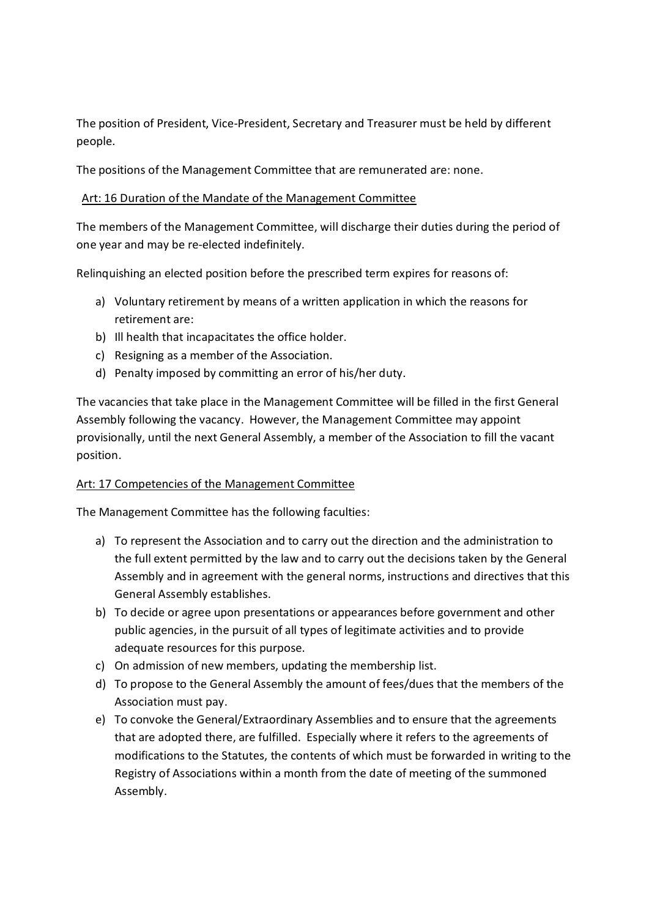The position of President, Vice-President, Secretary and Treasurer must be held by different people.

The positions of the Management Committee that are remunerated are: none.

Art: 16 Duration of the Mandate of the Management Committee

The members of the Management Committee, will discharge their duties during the period of one year and may be re-elected indefinitely.

Relinquishing an elected position before the prescribed term expires for reasons of:

a) Voluntary retirement by means of a written application in which the reasons for retirement are:
b) Ill health that incapacitates the office holder.
c) Resigning as a member of the Association.
d) Penalty imposed by committing an error of his/her duty.

The vacancies that take place in the Management Committee will be filled in the first General Assembly following the vacancy. However, the Management Committee may appoint provisionally, until the next General Assembly, a member of the Association to fill the vacant position.

Art: 17 Competencies of the Management Committee

The Management Committee has the following faculties:

a) To represent the Association and to carry out the direction and the administration to the full extent permitted by the law and to carry out the decisions taken by the General Assembly and in agreement with the general norms, instructions and directives that this General Assembly establishes.
b) To decide or agree upon presentations or appearances before government and other public agencies, in the pursuit of all types of legitimate activities and to provide adequate resources for this purpose.
c) On admission of new members, updating the membership list.
d) To propose to the General Assembly the amount of fees/dues that the members of the Association must pay.
e) To convoke the General/Extraordinary Assemblies and to ensure that the agreements that are adopted there, are fulfilled. Especially where it refers to the agreements of modifications to the Statutes, the contents of which must be forwarded in writing to the Registry of Associations within a month from the date of meeting of the summoned Assembly.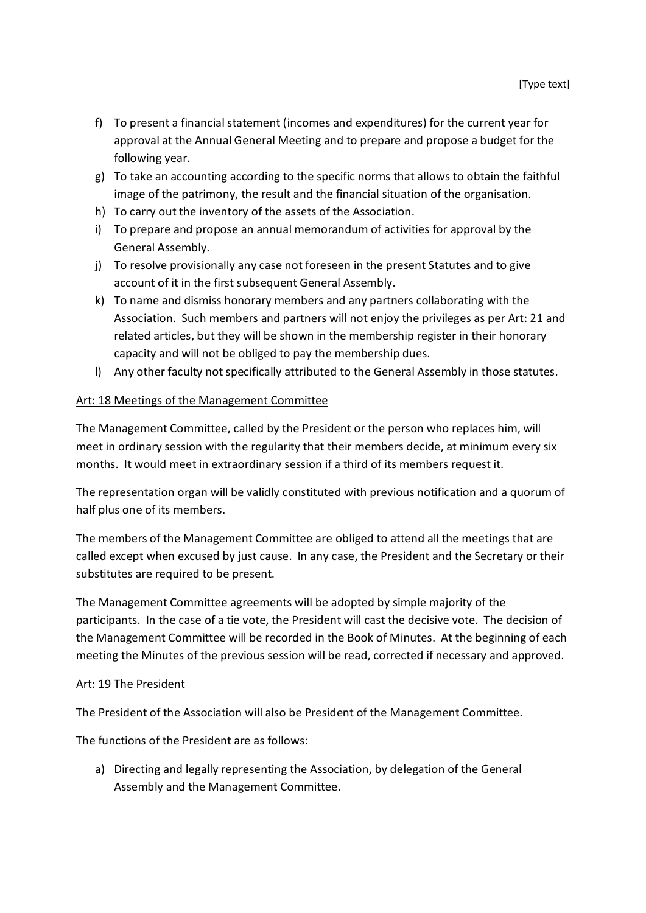f) To present a financial statement (incomes and expenditures) for the current year for approval at the Annual General Meeting and to prepare and propose a budget for the following year.
g) To take an accounting according to the specific norms that allows to obtain the faithful image of the patrimony, the result and the financial situation of the organisation.
h) To carry out the inventory of the assets of the Association.
i) To prepare and propose an annual memorandum of activities for approval by the General Assembly.
j) To resolve provisionally any case not foreseen in the present Statutes and to give account of it in the first subsequent General Assembly.
k) To name and dismiss honorary members and any partners collaborating with the Association. Such members and partners will not enjoy the privileges as per Art: 21 and related articles, but they will be shown in the membership register in their honorary capacity and will not be obliged to pay the membership dues.
l) Any other faculty not specifically attributed to the General Assembly in those statutes.

<u>Art: 18 Meetings of the Management Committee</u>

The Management Committee, called by the President or the person who replaces him, will meet in ordinary session with the regularity that their members decide, at minimum every six months. It would meet in extraordinary session if a third of its members request it.

The representation organ will be validly constituted with previous notification and a quorum of half plus one of its members.

The members of the Management Committee are obliged to attend all the meetings that are called except when excused by just cause. In any case, the President and the Secretary or their substitutes are required to be present.

The Management Committee agreements will be adopted by simple majority of the participants. In the case of a tie vote, the President will cast the decisive vote. The decision of the Management Committee will be recorded in the Book of Minutes. At the beginning of each meeting the Minutes of the previous session will be read, corrected if necessary and approved.

<u>Art: 19 The President</u>

The President of the Association will also be President of the Management Committee.

The functions of the President are as follows:

a) Directing and legally representing the Association, by delegation of the General Assembly and the Management Committee.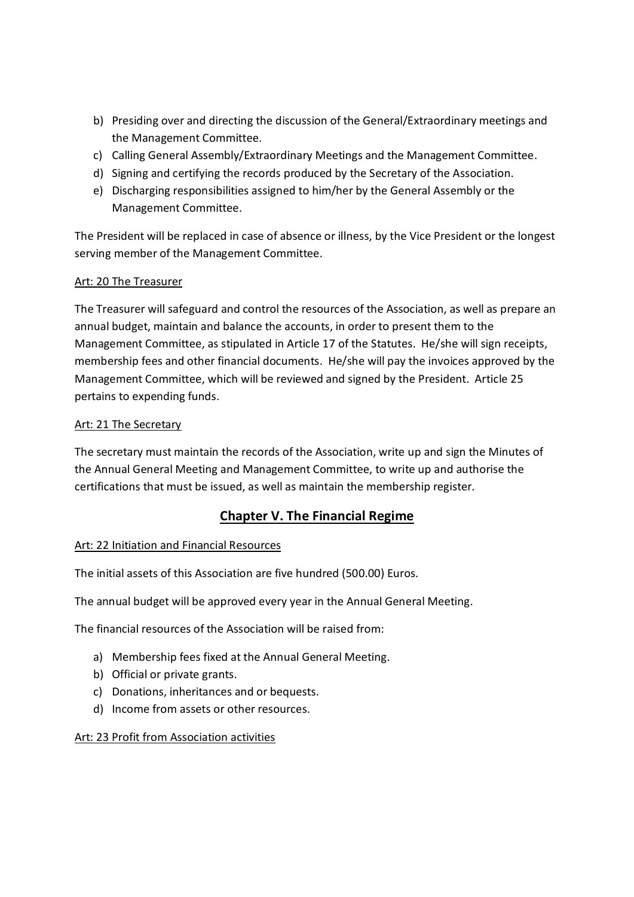b) Presiding over and directing the discussion of the General/Extraordinary meetings and the Management Committee.
c) Calling General Assembly/Extraordinary Meetings and the Management Committee.
d) Signing and certifying the records produced by the Secretary of the Association.
e) Discharging responsibilities assigned to him/her by the General Assembly or the Management Committee.

The President will be replaced in case of absence or illness, by the Vice President or the longest serving member of the Management Committee.

Art: 20 The Treasurer

The Treasurer will safeguard and control the resources of the Association, as well as prepare an annual budget, maintain and balance the accounts, in order to present them to the Management Committee, as stipulated in Article 17 of the Statutes. He/she will sign receipts, membership fees and other financial documents. He/she will pay the invoices approved by the Management Committee, which will be reviewed and signed by the President. Article 25 pertains to expending funds.

Art: 21 The Secretary

The secretary must maintain the records of the Association, write up and sign the Minutes of the Annual General Meeting and Management Committee, to write up and authorise the certifications that must be issued, as well as maintain the membership register.

## Chapter V. The Financial Regime

Art: 22 Initiation and Financial Resources

The initial assets of this Association are five hundred (500.00) Euros.

The annual budget will be approved every year in the Annual General Meeting.

The financial resources of the Association will be raised from:

a) Membership fees fixed at the Annual General Meeting.
b) Official or private grants.
c) Donations, inheritances and or bequests.
d) Income from assets or other resources.

Art: 23 Profit from Association activities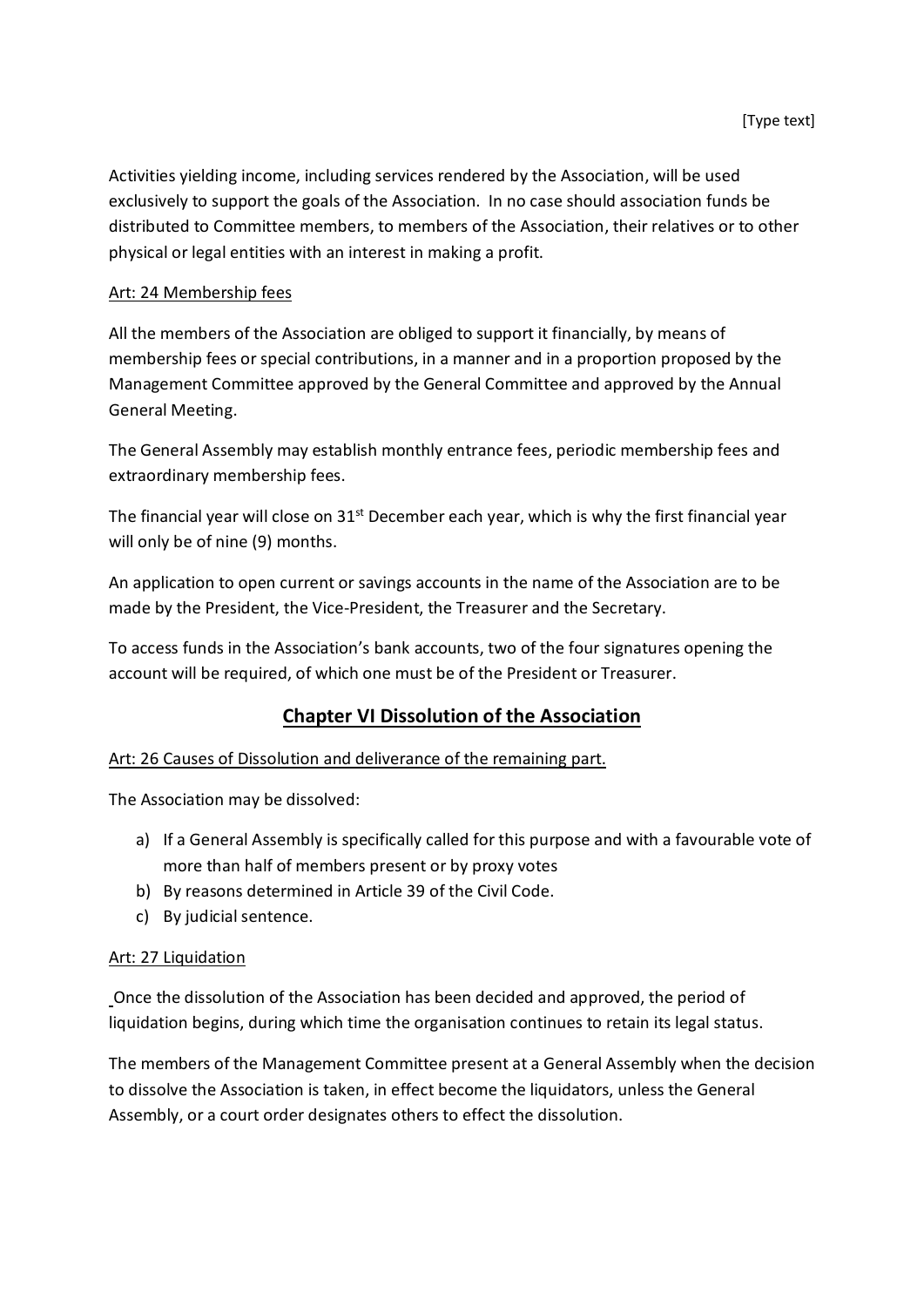Activities yielding income, including services rendered by the Association, will be used exclusively to support the goals of the Association. In no case should association funds be distributed to Committee members, to members of the Association, their relatives or to other physical or legal entities with an interest in making a profit.

Art: 24 Membership fees

All the members of the Association are obliged to support it financially, by means of membership fees or special contributions, in a manner and in a proportion proposed by the Management Committee approved by the General Committee and approved by the Annual General Meeting.

The General Assembly may establish monthly entrance fees, periodic membership fees and extraordinary membership fees.

The financial year will close on 31st December each year, which is why the first financial year will only be of nine (9) months.

An application to open current or savings accounts in the name of the Association are to be made by the President, the Vice-President, the Treasurer and the Secretary.

To access funds in the Association's bank accounts, two of the four signatures opening the account will be required, of which one must be of the President or Treasurer.

## Chapter VI Dissolution of the Association

Art: 26 Causes of Dissolution and deliverance of the remaining part.

The Association may be dissolved:

a) If a General Assembly is specifically called for this purpose and with a favourable vote of more than half of members present or by proxy votes
b) By reasons determined in Article 39 of the Civil Code.
c) By judicial sentence.

Art: 27 Liquidation

Once the dissolution of the Association has been decided and approved, the period of liquidation begins, during which time the organisation continues to retain its legal status.

The members of the Management Committee present at a General Assembly when the decision to dissolve the Association is taken, in effect become the liquidators, unless the General Assembly, or a court order designates others to effect the dissolution.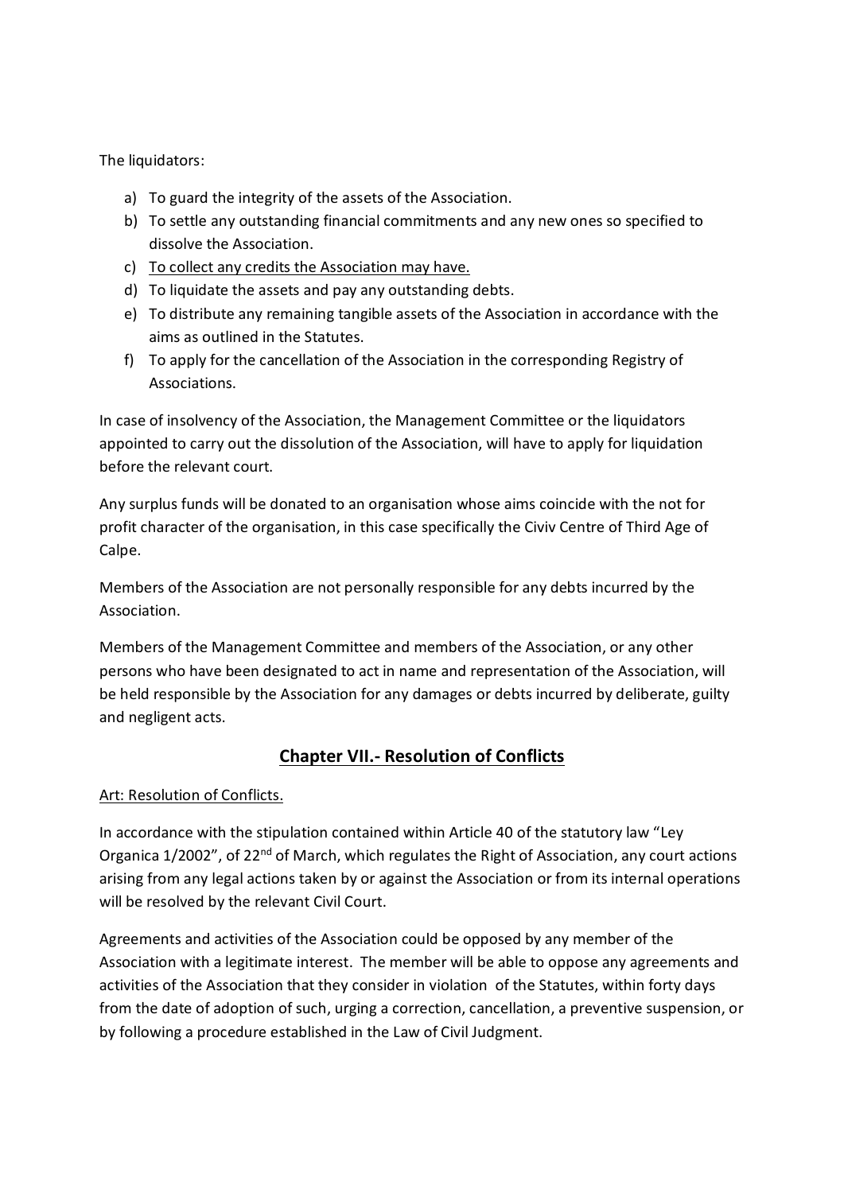The liquidators:

a) To guard the integrity of the assets of the Association.
b) To settle any outstanding financial commitments and any new ones so specified to dissolve the Association.
c) <u>To collect any credits the Association may have.</u>
d) To liquidate the assets and pay any outstanding debts.
e) To distribute any remaining tangible assets of the Association in accordance with the aims as outlined in the Statutes.
f) To apply for the cancellation of the Association in the corresponding Registry of Associations.

In case of insolvency of the Association, the Management Committee or the liquidators appointed to carry out the dissolution of the Association, will have to apply for liquidation before the relevant court.

Any surplus funds will be donated to an organisation whose aims coincide with the not for profit character of the organisation, in this case specifically the Civiv Centre of Third Age of Calpe.

Members of the Association are not personally responsible for any debts incurred by the Association.

Members of the Management Committee and members of the Association, or any other persons who have been designated to act in name and representation of the Association, will be held responsible by the Association for any damages or debts incurred by deliberate, guilty and negligent acts.

## Chapter VII.- Resolution of Conflicts

<u>Art: Resolution of Conflicts.</u>

In accordance with the stipulation contained within Article 40 of the statutory law "Ley Organica 1/2002", of 22nd of March, which regulates the Right of Association, any court actions arising from any legal actions taken by or against the Association or from its internal operations will be resolved by the relevant Civil Court.

Agreements and activities of the Association could be opposed by any member of the Association with a legitimate interest. The member will be able to oppose any agreements and activities of the Association that they consider in violation of the Statutes, within forty days from the date of adoption of such, urging a correction, cancellation, a preventive suspension, or by following a procedure established in the Law of Civil Judgment.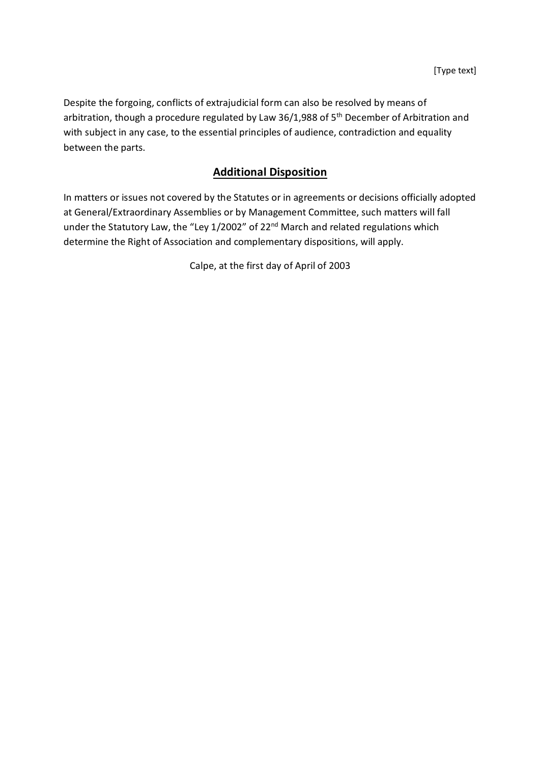Despite the forgoing, conflicts of extrajudicial form can also be resolved by means of arbitration, though a procedure regulated by Law 36/1,988 of 5th December of Arbitration and with subject in any case, to the essential principles of audience, contradiction and equality between the parts.

## Additional Disposition

In matters or issues not covered by the Statutes or in agreements or decisions officially adopted at General/Extraordinary Assemblies or by Management Committee, such matters will fall under the Statutory Law, the "Ley 1/2002" of 22nd March and related regulations which determine the Right of Association and complementary dispositions, will apply.

Calpe, at the first day of April of 2003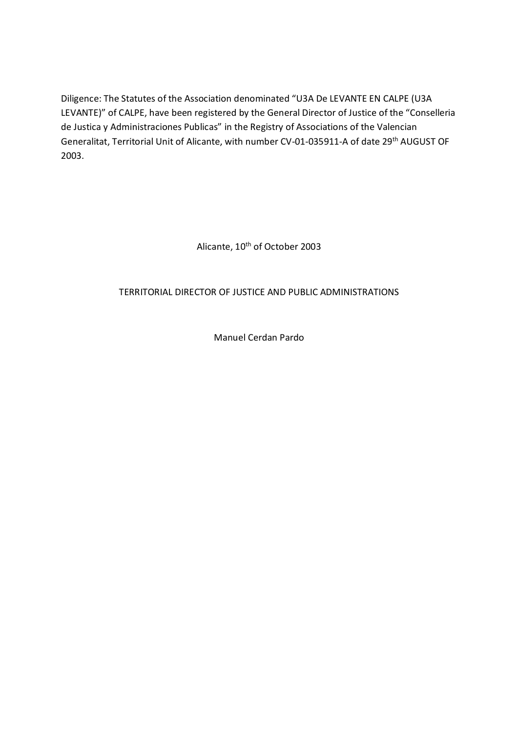Diligence: The Statutes of the Association denominated "U3A De LEVANTE EN CALPE (U3A LEVANTE)" of CALPE, have been registered by the General Director of Justice of the "Conselleria de Justica y Administraciones Publicas" in the Registry of Associations of the Valencian Generalitat, Territorial Unit of Alicante, with number CV-01-035911-A of date 29th AUGUST OF 2003.

Alicante, 10th of October 2003

TERRITORIAL DIRECTOR OF JUSTICE AND PUBLIC ADMINISTRATIONS

Manuel Cerdan Pardo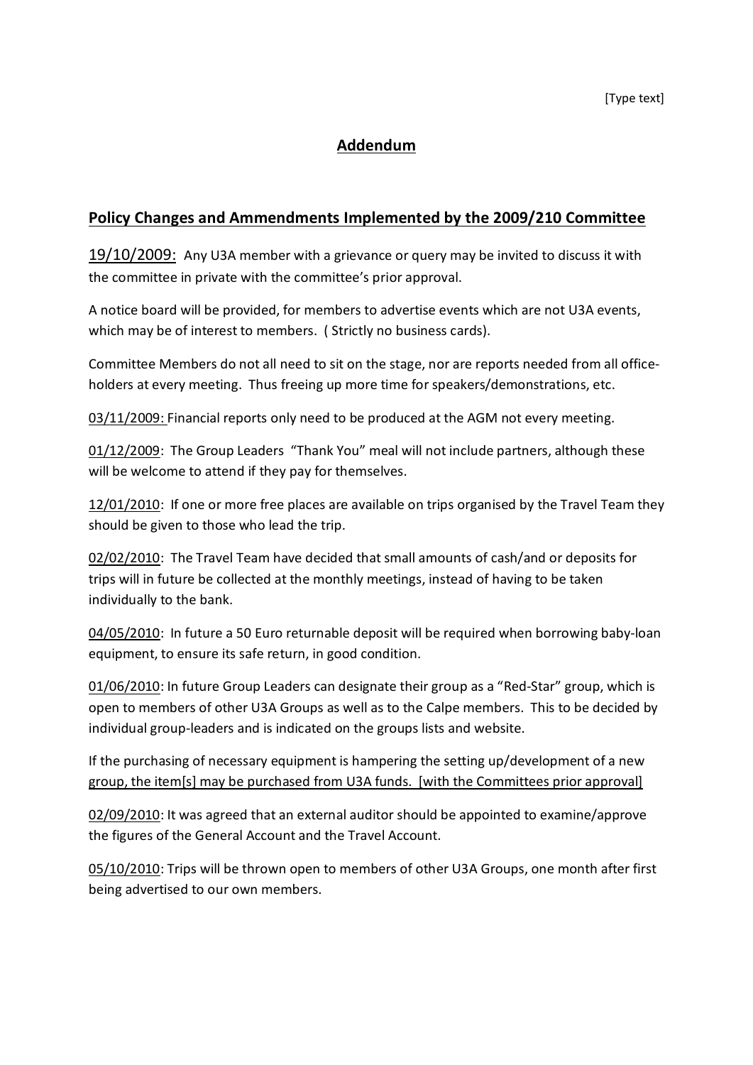## Addendum

### Policy Changes and Ammendments Implemented by the 2009/210 Committee

19/10/2009: Any U3A member with a grievance or query may be invited to discuss it with the committee in private with the committee's prior approval.

A notice board will be provided, for members to advertise events which are not U3A events, which may be of interest to members. ( Strictly no business cards).

Committee Members do not all need to sit on the stage, nor are reports needed from all office-holders at every meeting. Thus freeing up more time for speakers/demonstrations, etc.

03/11/2009: Financial reports only need to be produced at the AGM not every meeting.

01/12/2009: The Group Leaders "Thank You" meal will not include partners, although these will be welcome to attend if they pay for themselves.

12/01/2010: If one or more free places are available on trips organised by the Travel Team they should be given to those who lead the trip.

02/02/2010: The Travel Team have decided that small amounts of cash/and or deposits for trips will in future be collected at the monthly meetings, instead of having to be taken individually to the bank.

04/05/2010: In future a 50 Euro returnable deposit will be required when borrowing baby-loan equipment, to ensure its safe return, in good condition.

01/06/2010: In future Group Leaders can designate their group as a "Red-Star" group, which is open to members of other U3A Groups as well as to the Calpe members. This to be decided by individual group-leaders and is indicated on the groups lists and website.

If the purchasing of necessary equipment is hampering the setting up/development of a new group, the item[s] may be purchased from U3A funds. [with the Committees prior approval]

02/09/2010: It was agreed that an external auditor should be appointed to examine/approve the figures of the General Account and the Travel Account.

05/10/2010: Trips will be thrown open to members of other U3A Groups, one month after first being advertised to our own members.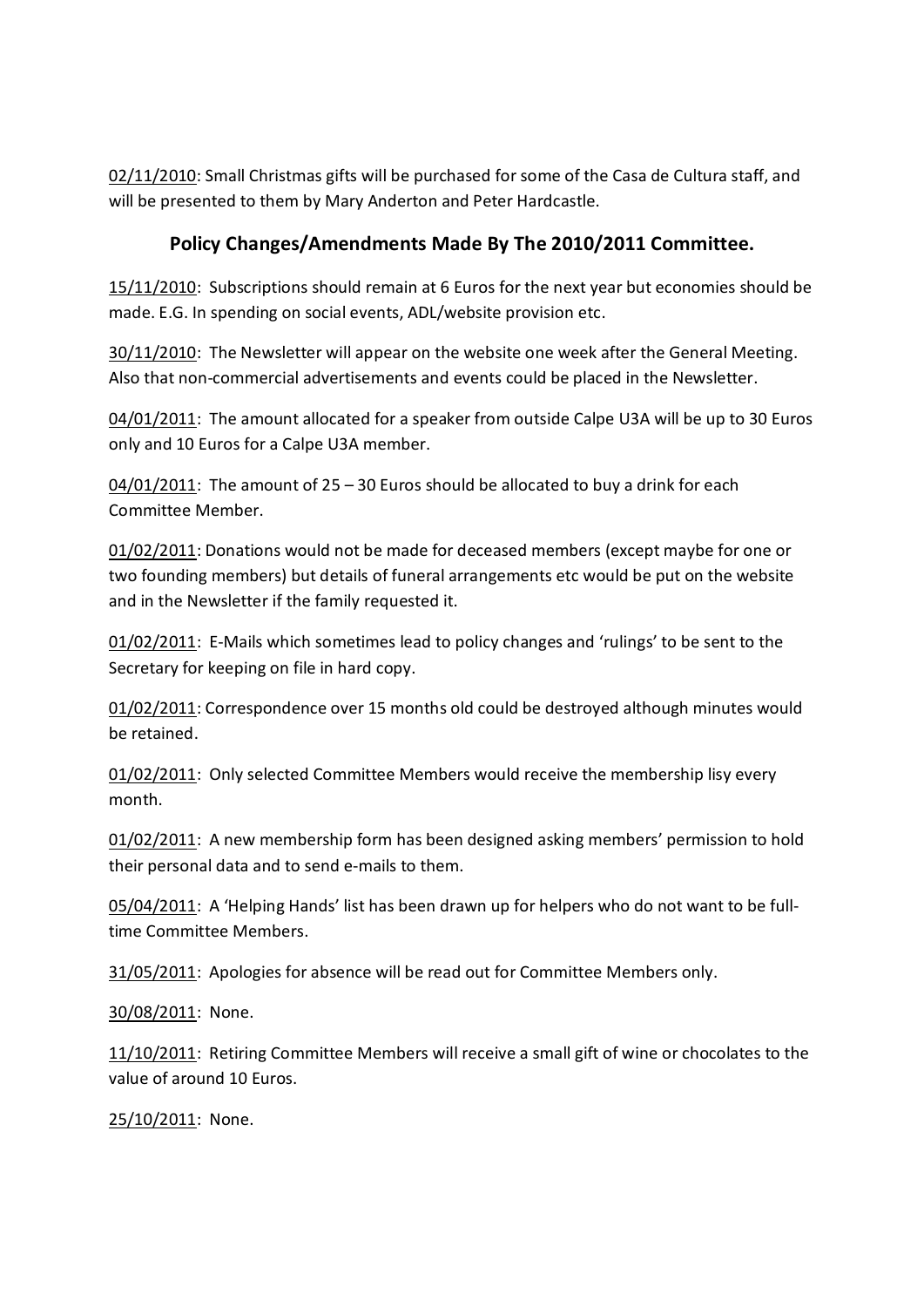02/11/2010: Small Christmas gifts will be purchased for some of the Casa de Cultura staff, and will be presented to them by Mary Anderton and Peter Hardcastle.

## Policy Changes/Amendments Made By The 2010/2011 Committee.

15/11/2010: Subscriptions should remain at 6 Euros for the next year but economies should be made. E.G. In spending on social events, ADL/website provision etc.

30/11/2010: The Newsletter will appear on the website one week after the General Meeting. Also that non-commercial advertisements and events could be placed in the Newsletter.

04/01/2011: The amount allocated for a speaker from outside Calpe U3A will be up to 30 Euros only and 10 Euros for a Calpe U3A member.

04/01/2011: The amount of 25 – 30 Euros should be allocated to buy a drink for each Committee Member.

01/02/2011: Donations would not be made for deceased members (except maybe for one or two founding members) but details of funeral arrangements etc would be put on the website and in the Newsletter if the family requested it.

01/02/2011: E-Mails which sometimes lead to policy changes and 'rulings' to be sent to the Secretary for keeping on file in hard copy.

01/02/2011: Correspondence over 15 months old could be destroyed although minutes would be retained.

01/02/2011: Only selected Committee Members would receive the membership lisy every month.

01/02/2011: A new membership form has been designed asking members' permission to hold their personal data and to send e-mails to them.

05/04/2011: A 'Helping Hands' list has been drawn up for helpers who do not want to be full-time Committee Members.

31/05/2011: Apologies for absence will be read out for Committee Members only.

30/08/2011: None.

11/10/2011: Retiring Committee Members will receive a small gift of wine or chocolates to the value of around 10 Euros.

25/10/2011: None.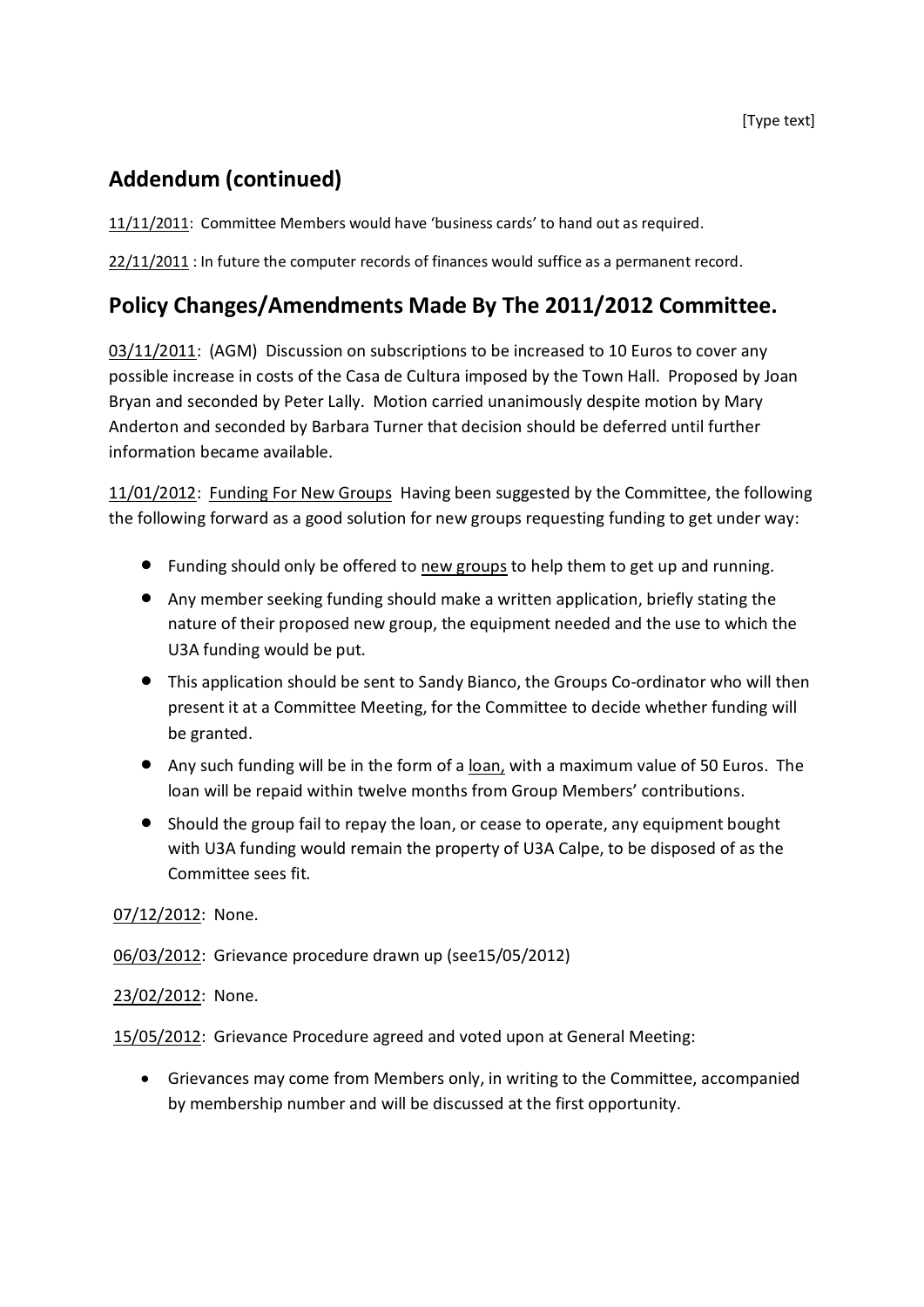## Addendum (continued)

<u>11/11/2011</u>: Committee Members would have 'business cards' to hand out as required.

<u>22/11/2011</u> : In future the computer records of finances would suffice as a permanent record.

## Policy Changes/Amendments Made By The 2011/2012 Committee.

<u>03/11/2011</u>: (AGM) Discussion on subscriptions to be increased to 10 Euros to cover any possible increase in costs of the Casa de Cultura imposed by the Town Hall. Proposed by Joan Bryan and seconded by Peter Lally. Motion carried unanimously despite motion by Mary Anderton and seconded by Barbara Turner that decision should be deferred until further information became available.

<u>11/01/2012</u>: <u>Funding For New Groups</u> Having been suggested by the Committee, the following the following forward as a good solution for new groups requesting funding to get under way:

- Funding should only be offered to <u>new groups</u> to help them to get up and running.
- Any member seeking funding should make a written application, briefly stating the nature of their proposed new group, the equipment needed and the use to which the U3A funding would be put.
- This application should be sent to Sandy Bianco, the Groups Co-ordinator who will then present it at a Committee Meeting, for the Committee to decide whether funding will be granted.
- Any such funding will be in the form of a <u>loan,</u> with a maximum value of 50 Euros. The loan will be repaid within twelve months from Group Members' contributions.
- Should the group fail to repay the loan, or cease to operate, any equipment bought with U3A funding would remain the property of U3A Calpe, to be disposed of as the Committee sees fit.

<u>07/12/2012</u>: None.

<u>06/03/2012</u>: Grievance procedure drawn up (see15/05/2012)

<u>23/02/2012</u>: None.

<u>15/05/2012</u>: Grievance Procedure agreed and voted upon at General Meeting:

- Grievances may come from Members only, in writing to the Committee, accompanied by membership number and will be discussed at the first opportunity.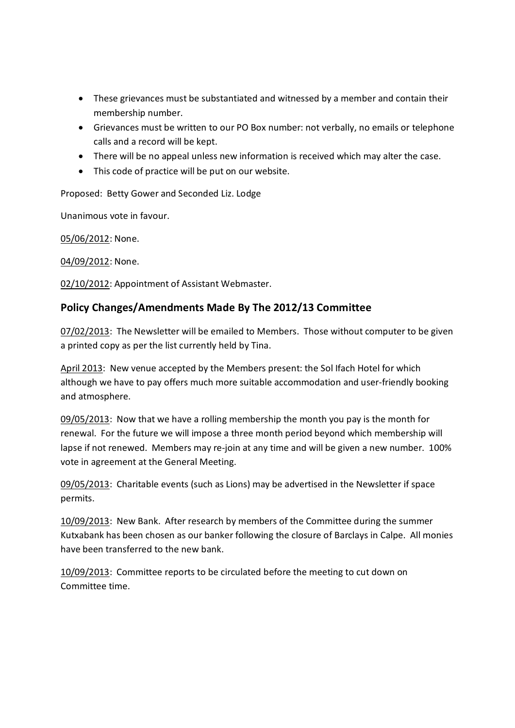- These grievances must be substantiated and witnessed by a member and contain their membership number.
- Grievances must be written to our PO Box number: not verbally, no emails or telephone calls and a record will be kept.
- There will be no appeal unless new information is received which may alter the case.
- This code of practice will be put on our website.

Proposed: Betty Gower and Seconded Liz. Lodge

Unanimous vote in favour.

<u>05/06/2012</u>: None.

<u>04/09/2012</u>: None.

<u>02/10/2012</u>: Appointment of Assistant Webmaster.

## Policy Changes/Amendments Made By The 2012/13 Committee

<u>07/02/2013</u>: The Newsletter will be emailed to Members. Those without computer to be given a printed copy as per the list currently held by Tina.

<u>April 2013</u>: New venue accepted by the Members present: the Sol Ifach Hotel for which although we have to pay offers much more suitable accommodation and user-friendly booking and atmosphere.

<u>09/05/2013</u>: Now that we have a rolling membership the month you pay is the month for renewal. For the future we will impose a three month period beyond which membership will lapse if not renewed. Members may re-join at any time and will be given a new number. 100% vote in agreement at the General Meeting.

<u>09/05/2013</u>: Charitable events (such as Lions) may be advertised in the Newsletter if space permits.

<u>10/09/2013</u>: New Bank. After research by members of the Committee during the summer Kutxabank has been chosen as our banker following the closure of Barclays in Calpe. All monies have been transferred to the new bank.

<u>10/09/2013</u>: Committee reports to be circulated before the meeting to cut down on Committee time.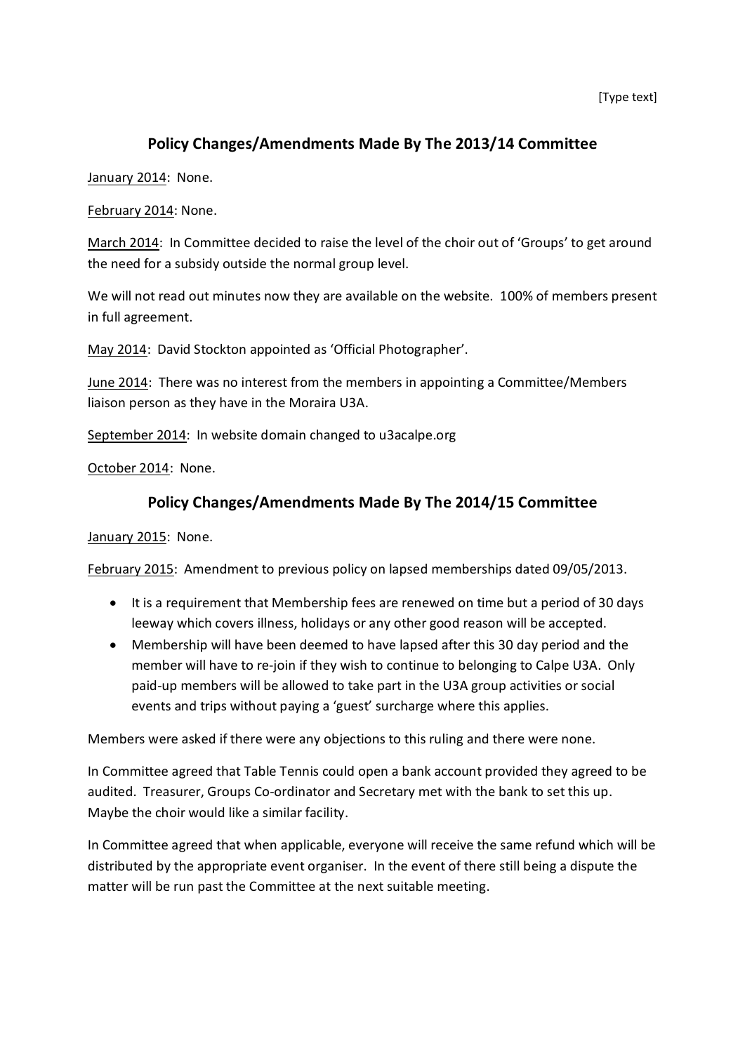## Policy Changes/Amendments Made By The 2013/14 Committee

January 2014: None.

February 2014: None.

March 2014: In Committee decided to raise the level of the choir out of 'Groups' to get around the need for a subsidy outside the normal group level.

We will not read out minutes now they are available on the website. 100% of members present in full agreement.

May 2014: David Stockton appointed as 'Official Photographer'.

June 2014: There was no interest from the members in appointing a Committee/Members liaison person as they have in the Moraira U3A.

September 2014: In website domain changed to u3acalpe.org

October 2014: None.

## Policy Changes/Amendments Made By The 2014/15 Committee

January 2015: None.

February 2015: Amendment to previous policy on lapsed memberships dated 09/05/2013.

- It is a requirement that Membership fees are renewed on time but a period of 30 days leeway which covers illness, holidays or any other good reason will be accepted.
- Membership will have been deemed to have lapsed after this 30 day period and the member will have to re-join if they wish to continue to belonging to Calpe U3A. Only paid-up members will be allowed to take part in the U3A group activities or social events and trips without paying a 'guest' surcharge where this applies.

Members were asked if there were any objections to this ruling and there were none.

In Committee agreed that Table Tennis could open a bank account provided they agreed to be audited. Treasurer, Groups Co-ordinator and Secretary met with the bank to set this up. Maybe the choir would like a similar facility.

In Committee agreed that when applicable, everyone will receive the same refund which will be distributed by the appropriate event organiser. In the event of there still being a dispute the matter will be run past the Committee at the next suitable meeting.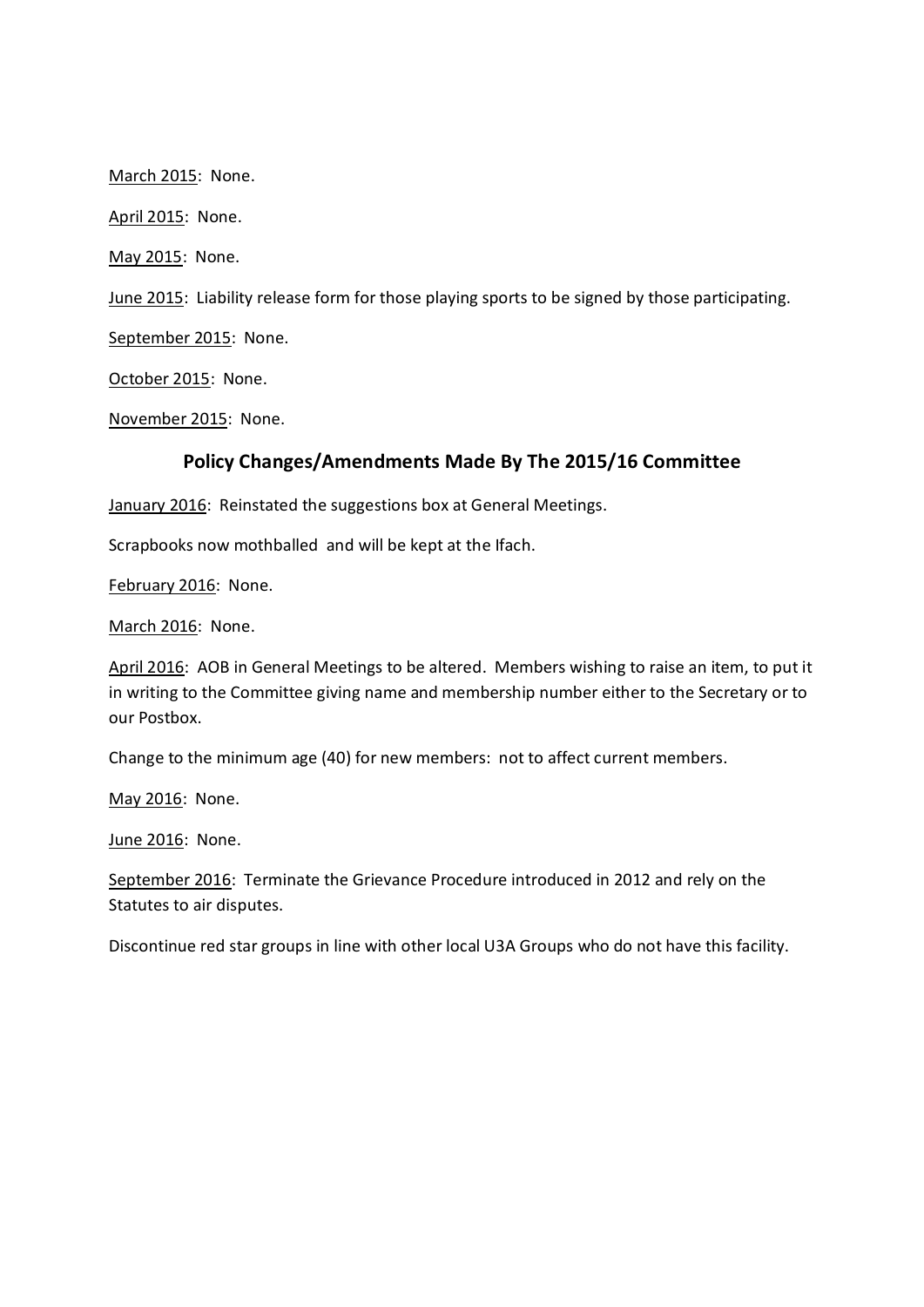<u>March 2015</u>:  None.

<u>April 2015</u>:  None.

<u>May 2015</u>:  None.

<u>June 2015</u>:  Liability release form for those playing sports to be signed by those participating.

<u>September 2015</u>:  None.

<u>October 2015</u>:  None.

<u>November 2015</u>:  None.

## Policy Changes/Amendments Made By The 2015/16 Committee

<u>January 2016</u>:  Reinstated the suggestions box at General Meetings.

Scrapbooks now mothballed  and will be kept at the Ifach.

<u>February 2016</u>:  None.

<u>March 2016</u>:  None.

<u>April 2016</u>:  AOB in General Meetings to be altered.  Members wishing to raise an item, to put it in writing to the Committee giving name and membership number either to the Secretary or to our Postbox.

Change to the minimum age (40) for new members:  not to affect current members.

<u>May 2016</u>:  None.

<u>June 2016</u>:  None.

<u>September 2016</u>:  Terminate the Grievance Procedure introduced in 2012 and rely on the Statutes to air disputes.

Discontinue red star groups in line with other local U3A Groups who do not have this facility.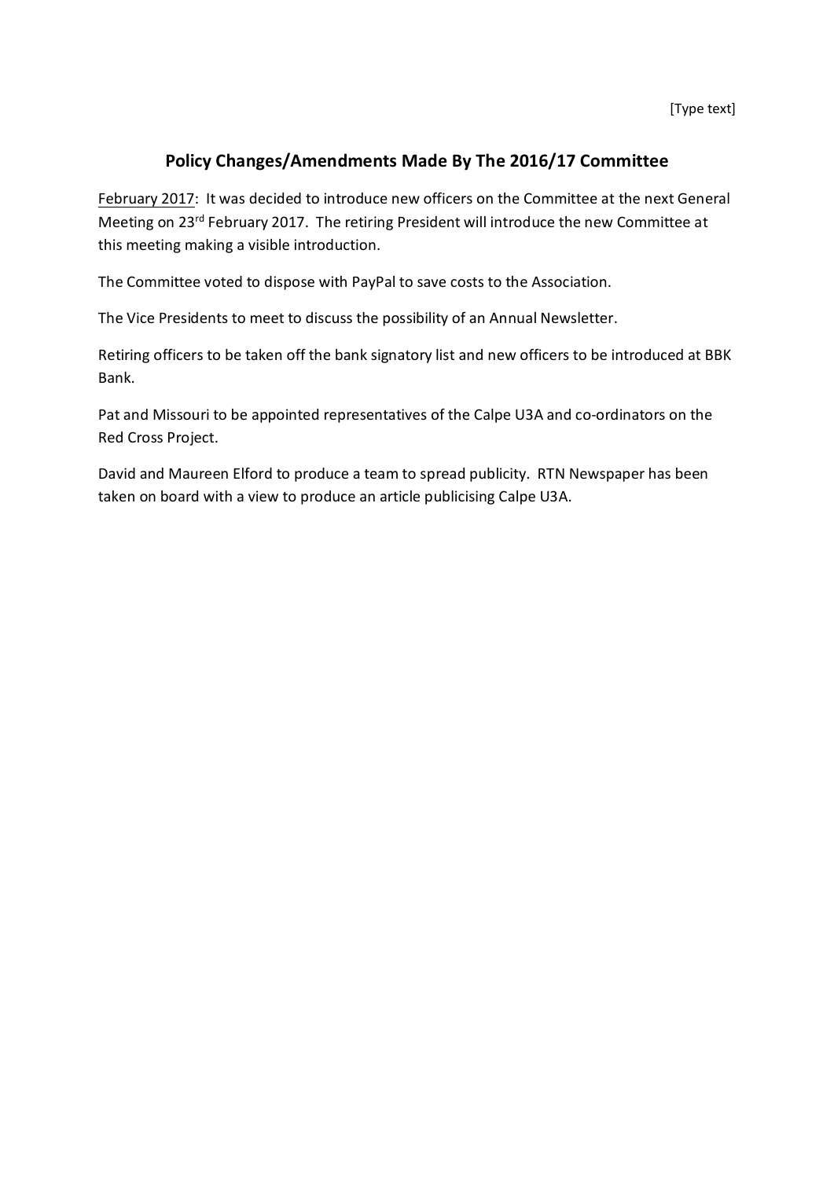## Policy Changes/Amendments Made By The 2016/17 Committee

<u>February 2017</u>: It was decided to introduce new officers on the Committee at the next General Meeting on 23rd February 2017. The retiring President will introduce the new Committee at this meeting making a visible introduction.

The Committee voted to dispose with PayPal to save costs to the Association.

The Vice Presidents to meet to discuss the possibility of an Annual Newsletter.

Retiring officers to be taken off the bank signatory list and new officers to be introduced at BBK Bank.

Pat and Missouri to be appointed representatives of the Calpe U3A and co-ordinators on the Red Cross Project.

David and Maureen Elford to produce a team to spread publicity. RTN Newspaper has been taken on board with a view to produce an article publicising Calpe U3A.